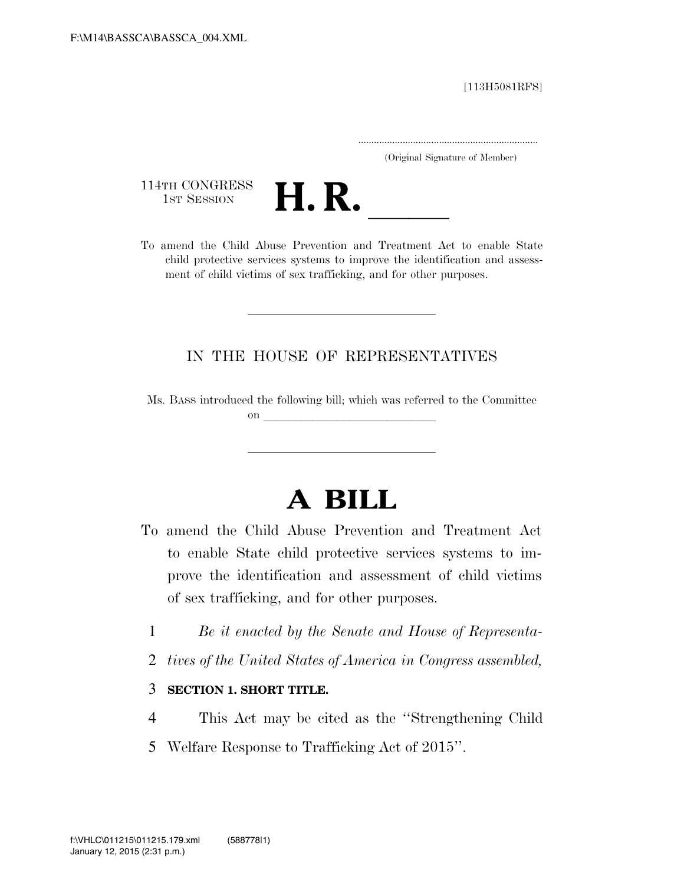[113H5081RFS]

.....................................................................
(Original Signature of Member)

114TH CONGRESS
1ST SESSION

# H. R. ______

To amend the Child Abuse Prevention and Treatment Act to enable State child protective services systems to improve the identification and assessment of child victims of sex trafficking, and for other purposes.

---

IN THE HOUSE OF REPRESENTATIVES

Ms. BASS introduced the following bill; which was referred to the Committee on ______________________________

---

# A BILL

To amend the Child Abuse Prevention and Treatment Act to enable State child protective services systems to improve the identification and assessment of child victims of sex trafficking, and for other purposes.

1 *Be it enacted by the Senate and House of Representa-*
2 *tives of the United States of America in Congress assembled,*

3 **SECTION 1. SHORT TITLE.**

4 This Act may be cited as the ''Strengthening Child
5 Welfare Response to Trafficking Act of 2015''.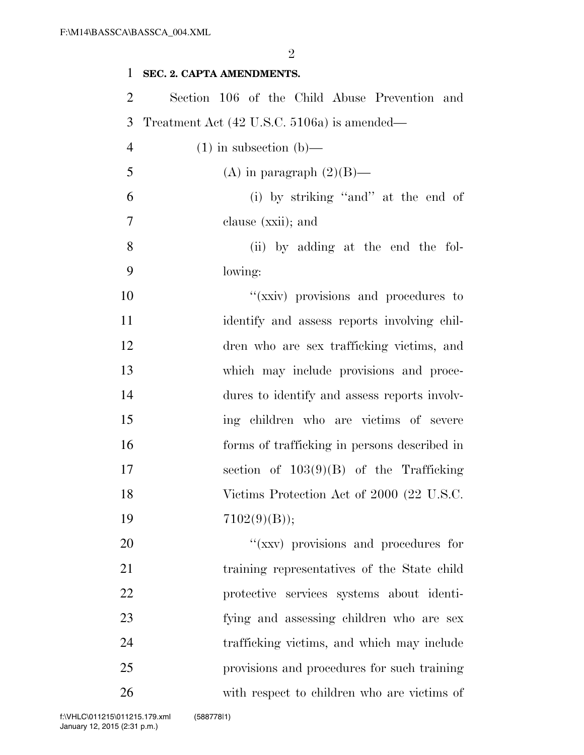**SEC. 2. CAPTA AMENDMENTS.**

Section 106 of the Child Abuse Prevention and Treatment Act (42 U.S.C. 5106a) is amended—

(1) in subsection (b)—

(A) in paragraph (2)(B)—

(i) by striking ''and'' at the end of clause (xxii); and

(ii) by adding at the end the following:

''(xxiv) provisions and procedures to identify and assess reports involving children who are sex trafficking victims, and which may include provisions and procedures to identify and assess reports involving children who are victims of severe forms of trafficking in persons described in section of 103(9)(B) of the Trafficking Victims Protection Act of 2000 (22 U.S.C. 7102(9)(B));

''(xxv) provisions and procedures for training representatives of the State child protective services systems about identifying and assessing children who are sex trafficking victims, and which may include provisions and procedures for such training with respect to children who are victims of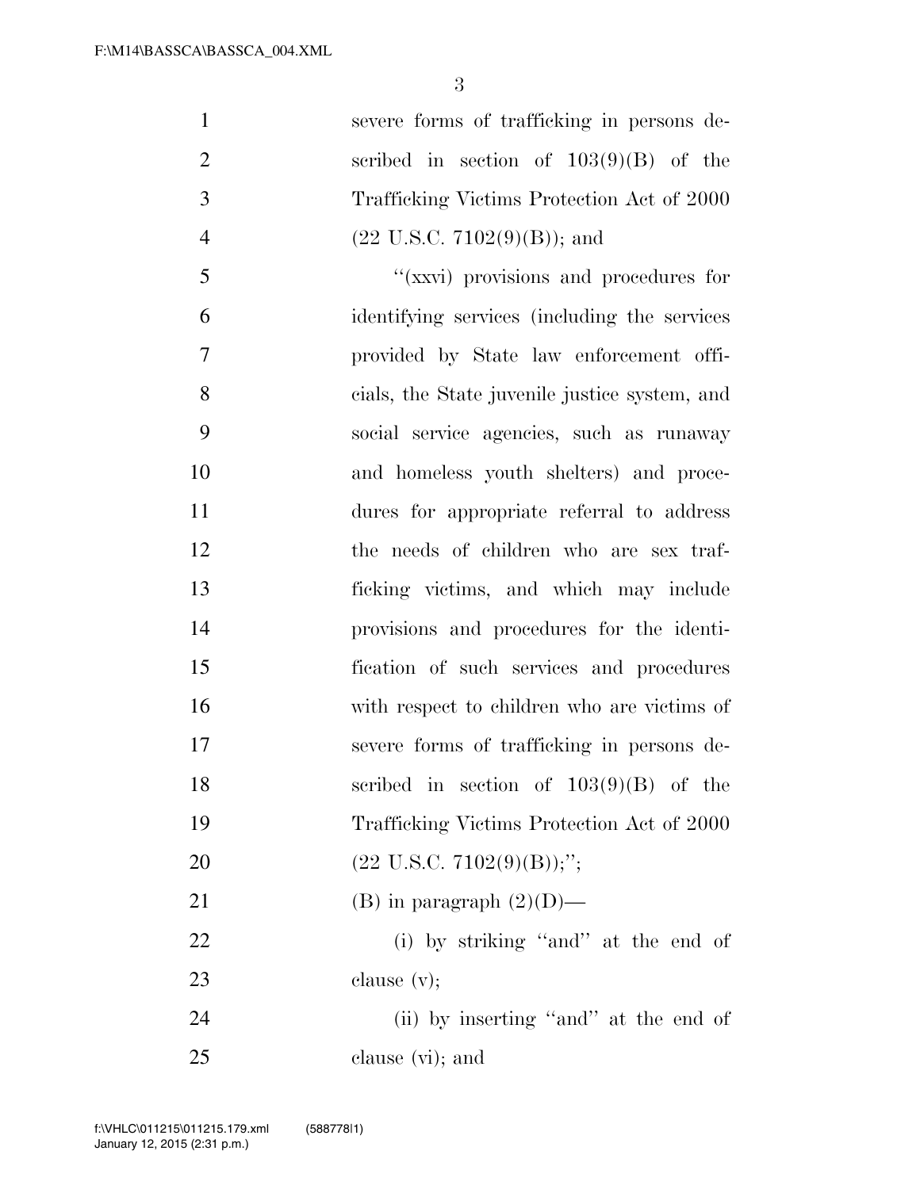severe forms of trafficking in persons described in section of 103(9)(B) of the Trafficking Victims Protection Act of 2000 (22 U.S.C. 7102(9)(B)); and

''(xxvi) provisions and procedures for identifying services (including the services provided by State law enforcement officials, the State juvenile justice system, and social service agencies, such as runaway and homeless youth shelters) and procedures for appropriate referral to address the needs of children who are sex trafficking victims, and which may include provisions and procedures for the identification of such services and procedures with respect to children who are victims of severe forms of trafficking in persons described in section of 103(9)(B) of the Trafficking Victims Protection Act of 2000 (22 U.S.C. 7102(9)(B));'';

(B) in paragraph (2)(D)—

(i) by striking ''and'' at the end of clause (v);

(ii) by inserting ''and'' at the end of clause (vi); and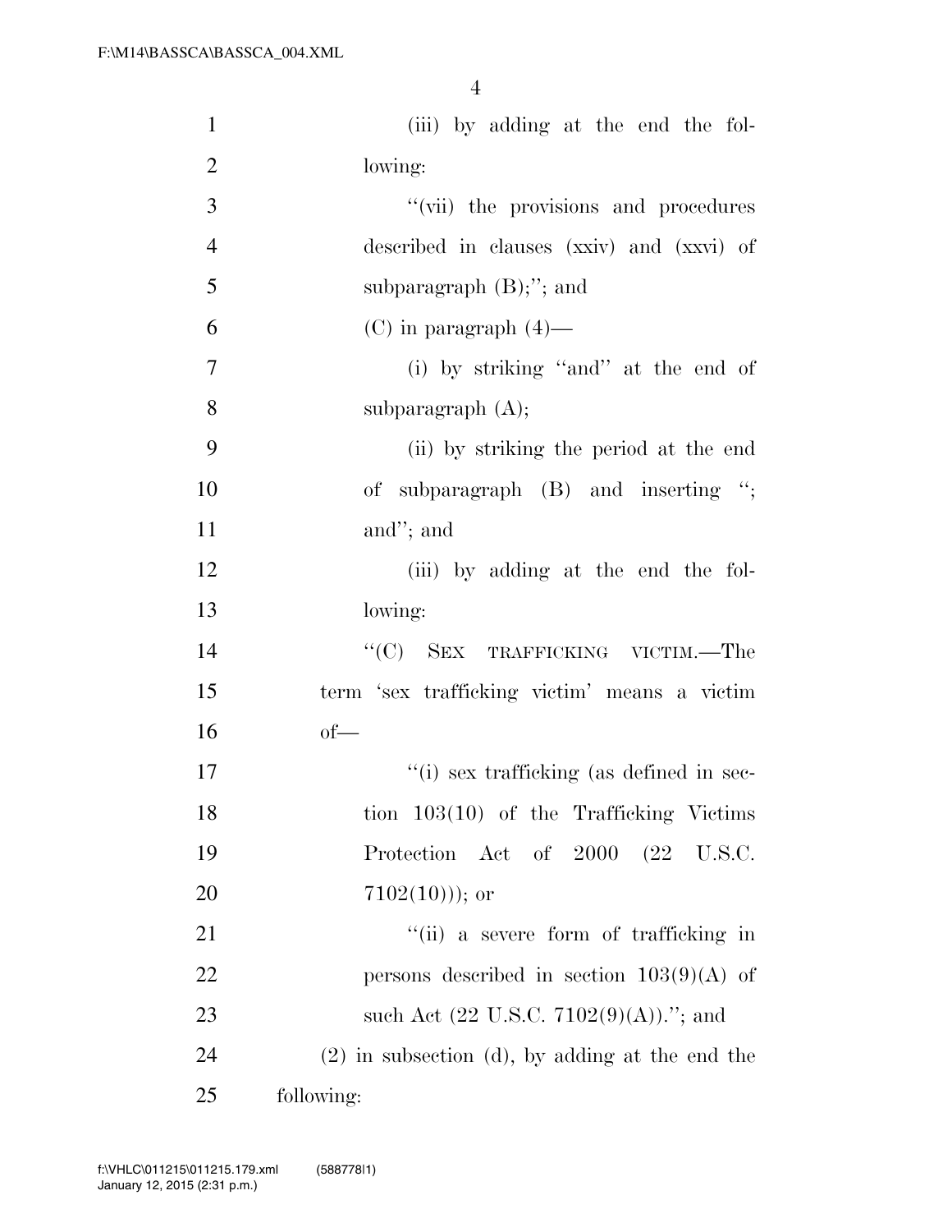(iii) by adding at the end the following:

"(vii) the provisions and procedures described in clauses (xxiv) and (xxvi) of subparagraph (B);"; and

(C) in paragraph (4)—

(i) by striking "and" at the end of subparagraph (A);

(ii) by striking the period at the end of subparagraph (B) and inserting "; and"; and

(iii) by adding at the end the following:

"(C) SEX TRAFFICKING VICTIM.—The term 'sex trafficking victim' means a victim of—

"(i) sex trafficking (as defined in section 103(10) of the Trafficking Victims Protection Act of 2000 (22 U.S.C. 7102(10))); or

"(ii) a severe form of trafficking in persons described in section 103(9)(A) of such Act (22 U.S.C. 7102(9)(A))."; and

(2) in subsection (d), by adding at the end the following: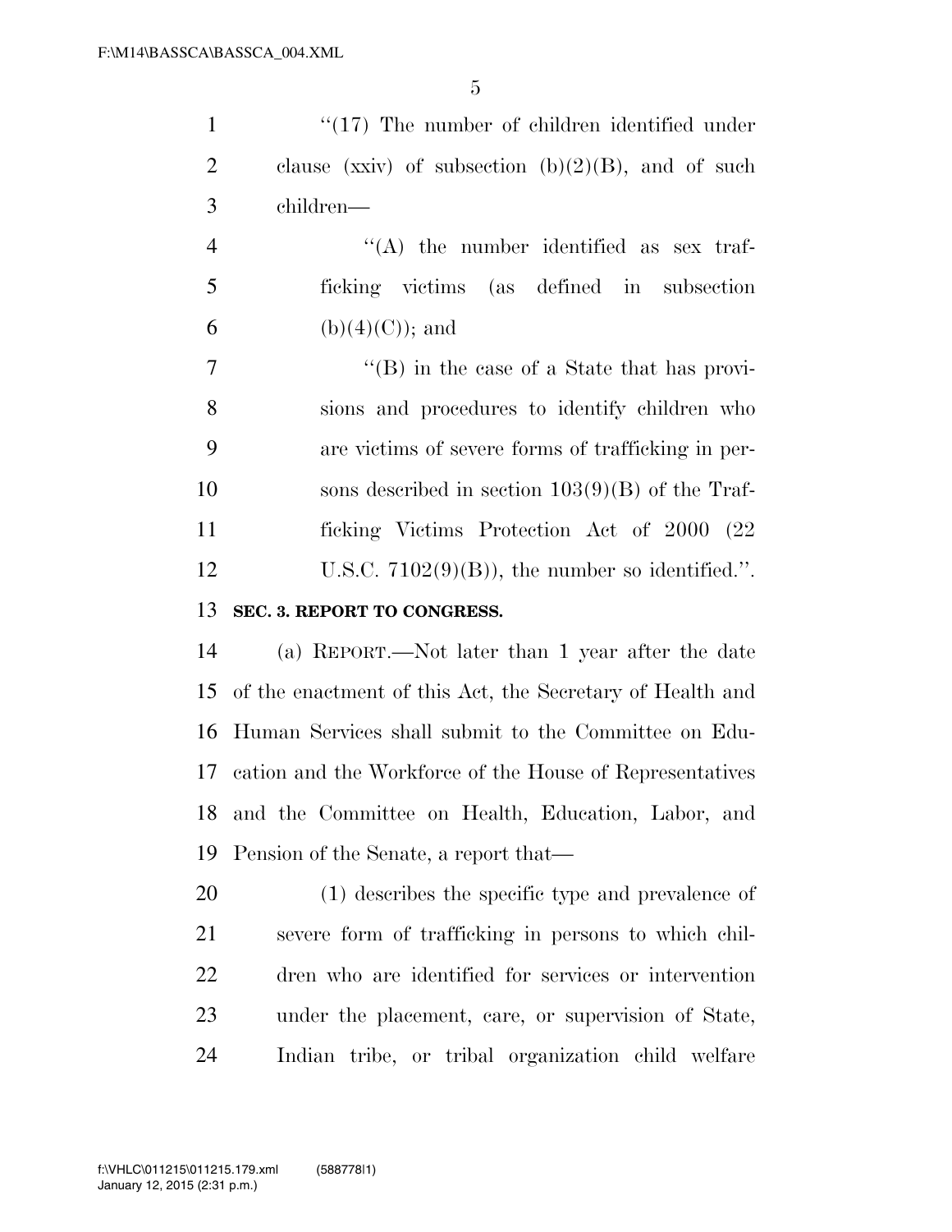"(17) The number of children identified under clause (xxiv) of subsection (b)(2)(B), and of such children—

"(A) the number identified as sex trafficking victims (as defined in subsection (b)(4)(C)); and

"(B) in the case of a State that has provisions and procedures to identify children who are victims of severe forms of trafficking in persons described in section 103(9)(B) of the Trafficking Victims Protection Act of 2000 (22 U.S.C. 7102(9)(B)), the number so identified.".

**SEC. 3. REPORT TO CONGRESS.**

(a) REPORT.—Not later than 1 year after the date of the enactment of this Act, the Secretary of Health and Human Services shall submit to the Committee on Education and the Workforce of the House of Representatives and the Committee on Health, Education, Labor, and Pension of the Senate, a report that—

(1) describes the specific type and prevalence of severe form of trafficking in persons to which children who are identified for services or intervention under the placement, care, or supervision of State, Indian tribe, or tribal organization child welfare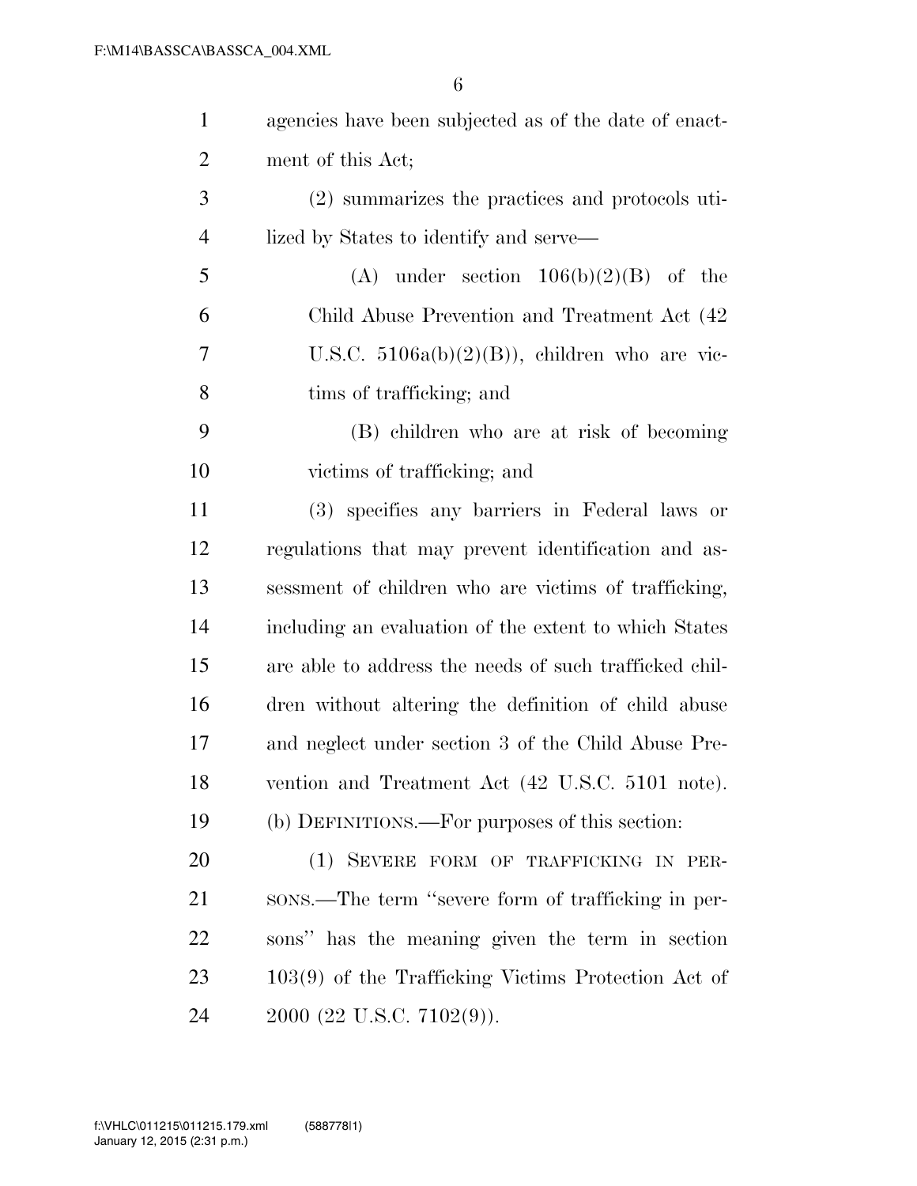agencies have been subjected as of the date of enactment of this Act;

(2) summarizes the practices and protocols utilized by States to identify and serve—

(A) under section 106(b)(2)(B) of the Child Abuse Prevention and Treatment Act (42 U.S.C. 5106a(b)(2)(B)), children who are victims of trafficking; and

(B) children who are at risk of becoming victims of trafficking; and

(3) specifies any barriers in Federal laws or regulations that may prevent identification and assessment of children who are victims of trafficking, including an evaluation of the extent to which States are able to address the needs of such trafficked children without altering the definition of child abuse and neglect under section 3 of the Child Abuse Prevention and Treatment Act (42 U.S.C. 5101 note).

(b) DEFINITIONS.—For purposes of this section:

(1) SEVERE FORM OF TRAFFICKING IN PERSONS.—The term "severe form of trafficking in persons" has the meaning given the term in section 103(9) of the Trafficking Victims Protection Act of 2000 (22 U.S.C. 7102(9)).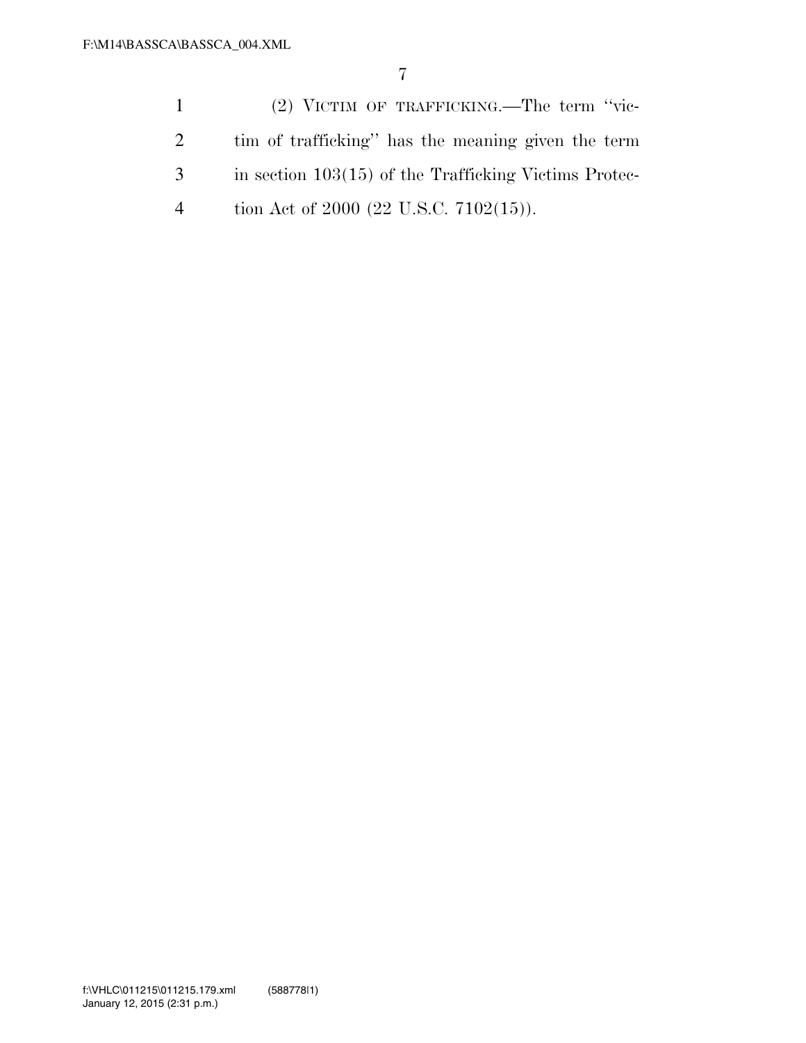(2) VICTIM OF TRAFFICKING.—The term ''victim of trafficking'' has the meaning given the term in section 103(15) of the Trafficking Victims Protection Act of 2000 (22 U.S.C. 7102(15)).